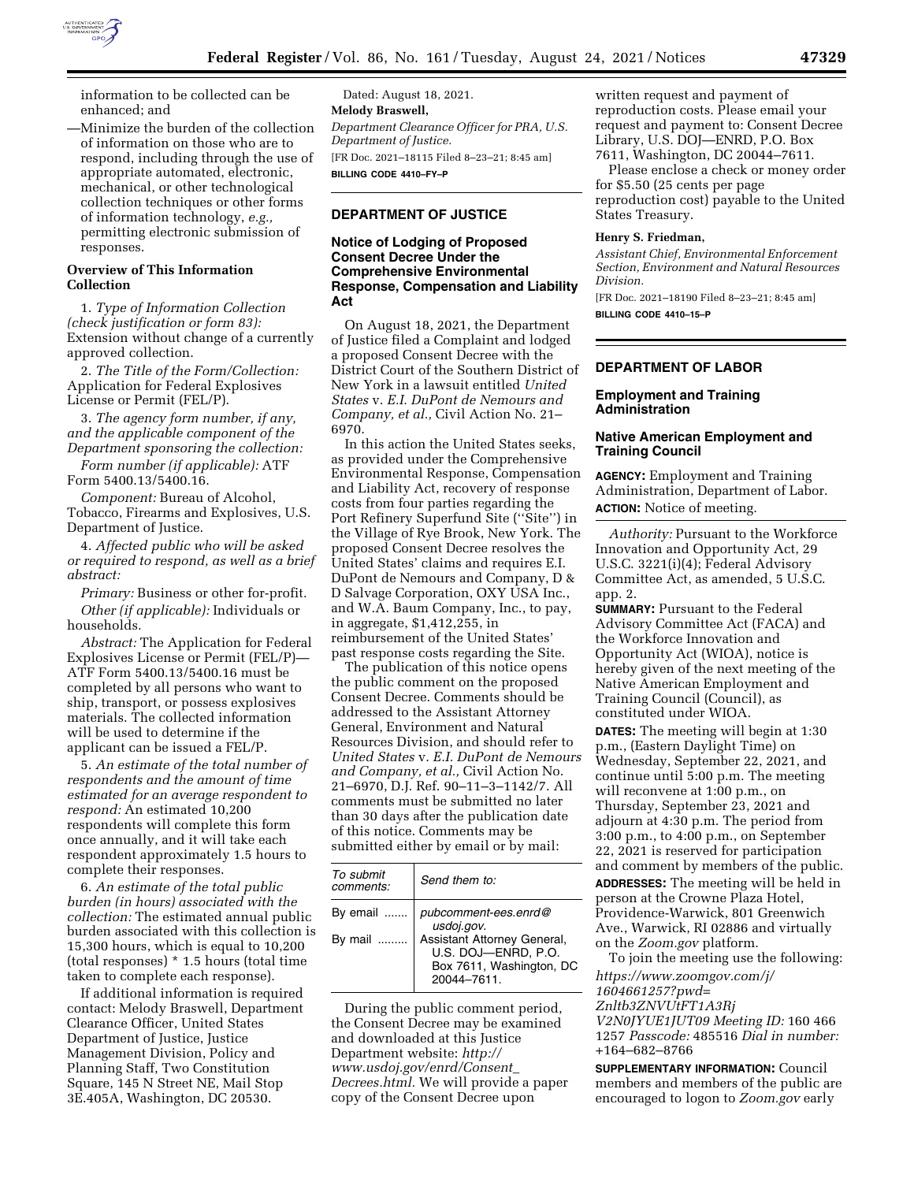information to be collected can be enhanced; and

—Minimize the burden of the collection of information on those who are to respond, including through the use of appropriate automated, electronic, mechanical, or other technological collection techniques or other forms of information technology, *e.g.,* permitting electronic submission of responses.

**Overview of This Information Collection**

1. *Type of Information Collection (check justification or form 83):* Extension without change of a currently approved collection.

2. *The Title of the Form/Collection:* Application for Federal Explosives License or Permit (FEL/P).

3. *The agency form number, if any, and the applicable component of the Department sponsoring the collection:*

*Form number (if applicable):* ATF Form 5400.13/5400.16.

*Component:* Bureau of Alcohol, Tobacco, Firearms and Explosives, U.S. Department of Justice.

4. *Affected public who will be asked or required to respond, as well as a brief abstract:*

*Primary:* Business or other for-profit.

*Other (if applicable):* Individuals or households.

*Abstract:* The Application for Federal Explosives License or Permit (FEL/P)—ATF Form 5400.13/5400.16 must be completed by all persons who want to ship, transport, or possess explosives materials. The collected information will be used to determine if the applicant can be issued a FEL/P.

5. *An estimate of the total number of respondents and the amount of time estimated for an average respondent to respond:* An estimated 10,200 respondents will complete this form once annually, and it will take each respondent approximately 1.5 hours to complete their responses.

6. *An estimate of the total public burden (in hours) associated with the collection:* The estimated annual public burden associated with this collection is 15,300 hours, which is equal to 10,200 (total responses) * 1.5 hours (total time taken to complete each response).

If additional information is required contact: Melody Braswell, Department Clearance Officer, United States Department of Justice, Justice Management Division, Policy and Planning Staff, Two Constitution Square, 145 N Street NE, Mail Stop 3E.405A, Washington, DC 20530.

Dated: August 18, 2021.

**Melody Braswell,**

*Department Clearance Officer for PRA, U.S. Department of Justice.*

[FR Doc. 2021–18115 Filed 8–23–21; 8:45 am]

**BILLING CODE 4410–FY–P**

## DEPARTMENT OF JUSTICE

### Notice of Lodging of Proposed Consent Decree Under the Comprehensive Environmental Response, Compensation and Liability Act

On August 18, 2021, the Department of Justice filed a Complaint and lodged a proposed Consent Decree with the District Court of the Southern District of New York in a lawsuit entitled *United States* v. *E.I. DuPont de Nemours and Company, et al.,* Civil Action No. 21–6970.

In this action the United States seeks, as provided under the Comprehensive Environmental Response, Compensation and Liability Act, recovery of response costs from four parties regarding the Port Refinery Superfund Site (''Site'') in the Village of Rye Brook, New York. The proposed Consent Decree resolves the United States' claims and requires E.I. DuPont de Nemours and Company, D & D Salvage Corporation, OXY USA Inc., and W.A. Baum Company, Inc., to pay, in aggregate, $1,412,255, in reimbursement of the United States' past response costs regarding the Site.

The publication of this notice opens the public comment on the proposed Consent Decree. Comments should be addressed to the Assistant Attorney General, Environment and Natural Resources Division, and should refer to *United States* v. *E.I. DuPont de Nemours and Company, et al.,* Civil Action No. 21–6970, D.J. Ref. 90–11–3–1142/7. All comments must be submitted no later than 30 days after the publication date of this notice. Comments may be submitted either by email or by mail:

| *To submit comments:* | *Send them to:* |
|---|---|
| By email ....... | *pubcomment-ees.enrd@usdoj.gov.* |
| By mail ......... | Assistant Attorney General, U.S. DOJ—ENRD, P.O. Box 7611, Washington, DC 20044–7611. |

During the public comment period, the Consent Decree may be examined and downloaded at this Justice Department website: *http://www.usdoj.gov/enrd/Consent_Decrees.html.* We will provide a paper copy of the Consent Decree upon written request and payment of reproduction costs. Please email your request and payment to: Consent Decree Library, U.S. DOJ—ENRD, P.O. Box 7611, Washington, DC 20044–7611.

Please enclose a check or money order for $5.50 (25 cents per page reproduction cost) payable to the United States Treasury.

**Henry S. Friedman,**

*Assistant Chief, Environmental Enforcement Section, Environment and Natural Resources Division.*

[FR Doc. 2021–18190 Filed 8–23–21; 8:45 am]

**BILLING CODE 4410–15–P**

## DEPARTMENT OF LABOR

### Employment and Training Administration

### Native American Employment and Training Council

**AGENCY:** Employment and Training Administration, Department of Labor.

**ACTION:** Notice of meeting.

*Authority:* Pursuant to the Workforce Innovation and Opportunity Act, 29 U.S.C. 3221(i)(4); Federal Advisory Committee Act, as amended, 5 U.S.C. app. 2.

**SUMMARY:** Pursuant to the Federal Advisory Committee Act (FACA) and the Workforce Innovation and Opportunity Act (WIOA), notice is hereby given of the next meeting of the Native American Employment and Training Council (Council), as constituted under WIOA.

**DATES:** The meeting will begin at 1:30 p.m., (Eastern Daylight Time) on Wednesday, September 22, 2021, and continue until 5:00 p.m. The meeting will reconvene at 1:00 p.m., on Thursday, September 23, 2021 and adjourn at 4:30 p.m. The period from 3:00 p.m., to 4:00 p.m., on September 22, 2021 is reserved for participation and comment by members of the public.

**ADDRESSES:** The meeting will be held in person at the Crowne Plaza Hotel, Providence-Warwick, 801 Greenwich Ave., Warwick, RI 02886 and virtually on the *Zoom.gov* platform.

To join the meeting use the following: *https://www.zoomgov.com/j/1604661257?pwd=Znltb3ZNVUtFT1A3RjV2N0JYUE1JUT09 Meeting ID:* 160 466 1257 *Passcode:* 485516 *Dial in number:* +164–682–8766

**SUPPLEMENTARY INFORMATION:** Council members and members of the public are encouraged to logon to *Zoom.gov* early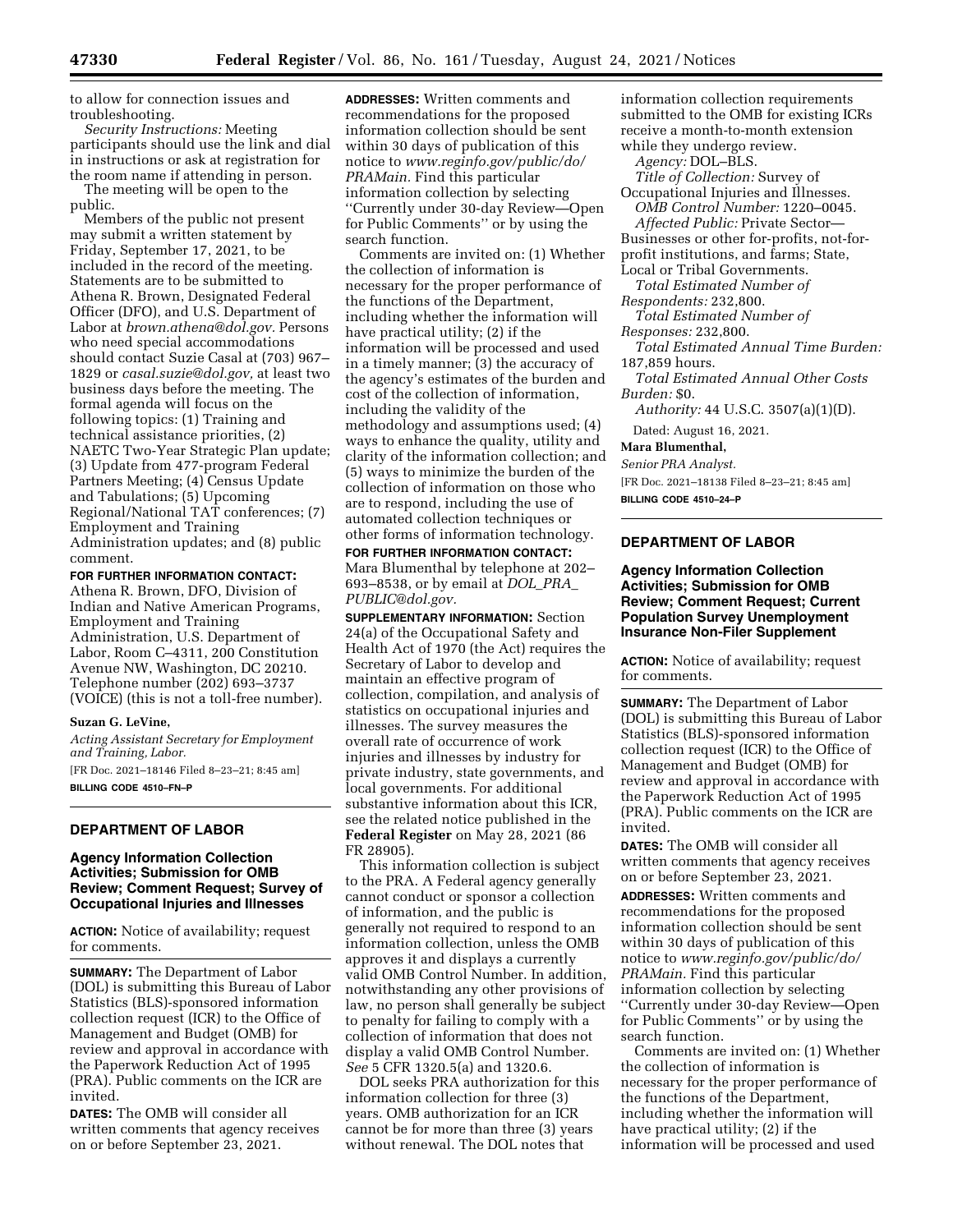to allow for connection issues and troubleshooting.

*Security Instructions:* Meeting participants should use the link and dial in instructions or ask at registration for the room name if attending in person.

The meeting will be open to the public.

Members of the public not present may submit a written statement by Friday, September 17, 2021, to be included in the record of the meeting. Statements are to be submitted to Athena R. Brown, Designated Federal Officer (DFO), and U.S. Department of Labor at *brown.athena@dol.gov.* Persons who need special accommodations should contact Suzie Casal at (703) 967–1829 or *casal.suzie@dol.gov,* at least two business days before the meeting. The formal agenda will focus on the following topics: (1) Training and technical assistance priorities, (2) NAETC Two-Year Strategic Plan update; (3) Update from 477-program Federal Partners Meeting; (4) Census Update and Tabulations; (5) Upcoming Regional/National TAT conferences; (7) Employment and Training Administration updates; and (8) public comment.

**FOR FURTHER INFORMATION CONTACT:** Athena R. Brown, DFO, Division of Indian and Native American Programs, Employment and Training Administration, U.S. Department of Labor, Room C–4311, 200 Constitution Avenue NW, Washington, DC 20210. Telephone number (202) 693–3737 (VOICE) (this is not a toll-free number).

**Suzan G. LeVine,**

*Acting Assistant Secretary for Employment and Training, Labor.*

[FR Doc. 2021–18146 Filed 8–23–21; 8:45 am]

**BILLING CODE 4510–FN–P**

## DEPARTMENT OF LABOR

### Agency Information Collection Activities; Submission for OMB Review; Comment Request; Survey of Occupational Injuries and Illnesses

**ACTION:** Notice of availability; request for comments.

**SUMMARY:** The Department of Labor (DOL) is submitting this Bureau of Labor Statistics (BLS)-sponsored information collection request (ICR) to the Office of Management and Budget (OMB) for review and approval in accordance with the Paperwork Reduction Act of 1995 (PRA). Public comments on the ICR are invited.

**DATES:** The OMB will consider all written comments that agency receives on or before September 23, 2021.

**ADDRESSES:** Written comments and recommendations for the proposed information collection should be sent within 30 days of publication of this notice to *www.reginfo.gov/public/do/PRAMain.* Find this particular information collection by selecting ''Currently under 30-day Review—Open for Public Comments'' or by using the search function.

Comments are invited on: (1) Whether the collection of information is necessary for the proper performance of the functions of the Department, including whether the information will have practical utility; (2) if the information will be processed and used in a timely manner; (3) the accuracy of the agency's estimates of the burden and cost of the collection of information, including the validity of the methodology and assumptions used; (4) ways to enhance the quality, utility and clarity of the information collection; and (5) ways to minimize the burden of the collection of information on those who are to respond, including the use of automated collection techniques or other forms of information technology.

**FOR FURTHER INFORMATION CONTACT:** Mara Blumenthal by telephone at 202–693–8538, or by email at *DOL_PRA_PUBLIC@dol.gov.*

**SUPPLEMENTARY INFORMATION:** Section 24(a) of the Occupational Safety and Health Act of 1970 (the Act) requires the Secretary of Labor to develop and maintain an effective program of collection, compilation, and analysis of statistics on occupational injuries and illnesses. The survey measures the overall rate of occurrence of work injuries and illnesses by industry for private industry, state governments, and local governments. For additional substantive information about this ICR, see the related notice published in the **Federal Register** on May 28, 2021 (86 FR 28905).

This information collection is subject to the PRA. A Federal agency generally cannot conduct or sponsor a collection of information, and the public is generally not required to respond to an information collection, unless the OMB approves it and displays a currently valid OMB Control Number. In addition, notwithstanding any other provisions of law, no person shall generally be subject to penalty for failing to comply with a collection of information that does not display a valid OMB Control Number. *See* 5 CFR 1320.5(a) and 1320.6.

DOL seeks PRA authorization for this information collection for three (3) years. OMB authorization for an ICR cannot be for more than three (3) years without renewal. The DOL notes that information collection requirements submitted to the OMB for existing ICRs receive a month-to-month extension while they undergo review.

*Agency:* DOL–BLS.

*Title of Collection:* Survey of Occupational Injuries and Illnesses.

*OMB Control Number:* 1220–0045.

*Affected Public:* Private Sector—Businesses or other for-profits, not-for-profit institutions, and farms; State, Local or Tribal Governments.

*Total Estimated Number of Respondents:* 232,800.

*Total Estimated Number of Responses:* 232,800.

*Total Estimated Annual Time Burden:* 187,859 hours.

*Total Estimated Annual Other Costs Burden:* $0.

*Authority:* 44 U.S.C. 3507(a)(1)(D).

Dated: August 16, 2021.

**Mara Blumenthal,**

*Senior PRA Analyst.*

[FR Doc. 2021–18138 Filed 8–23–21; 8:45 am]

**BILLING CODE 4510–24–P**

## DEPARTMENT OF LABOR

### Agency Information Collection Activities; Submission for OMB Review; Comment Request; Current Population Survey Unemployment Insurance Non-Filer Supplement

**ACTION:** Notice of availability; request for comments.

**SUMMARY:** The Department of Labor (DOL) is submitting this Bureau of Labor Statistics (BLS)-sponsored information collection request (ICR) to the Office of Management and Budget (OMB) for review and approval in accordance with the Paperwork Reduction Act of 1995 (PRA). Public comments on the ICR are invited.

**DATES:** The OMB will consider all written comments that agency receives on or before September 23, 2021.

**ADDRESSES:** Written comments and recommendations for the proposed information collection should be sent within 30 days of publication of this notice to *www.reginfo.gov/public/do/PRAMain.* Find this particular information collection by selecting ''Currently under 30-day Review—Open for Public Comments'' or by using the search function.

Comments are invited on: (1) Whether the collection of information is necessary for the proper performance of the functions of the Department, including whether the information will have practical utility; (2) if the information will be processed and used